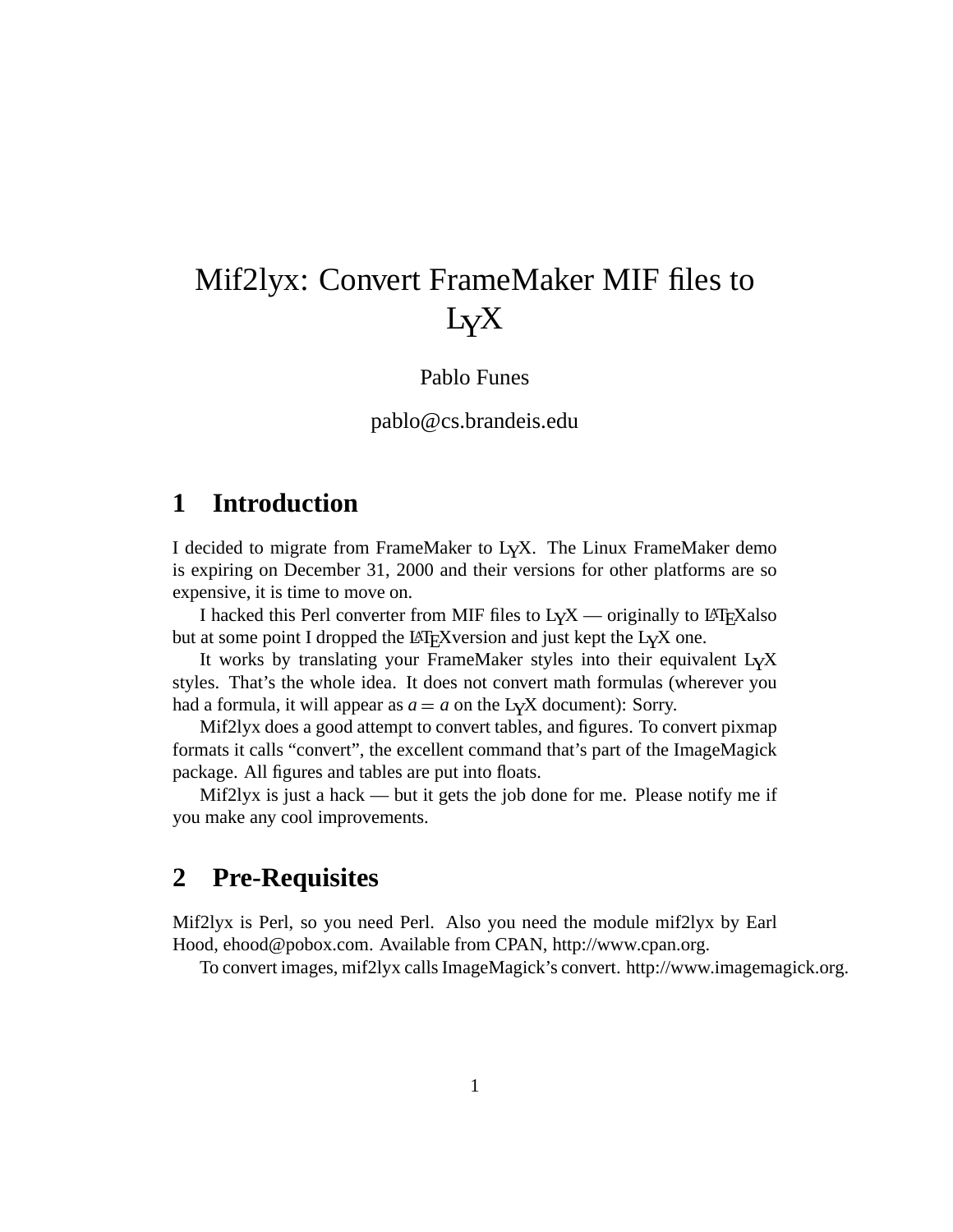# Mif2lyx: Convert FrameMaker MIF files to LyX

Pablo Funes

pablo@cs.brandeis.edu

## 1 Introduction

I decided to migrate from FrameMaker to LyX. The Linux FrameMaker demo is expiring on December 31, 2000 and their versions for other platforms are so expensive, it is time to move on.

I hacked this Perl converter from MIF files to LyX — originally to LaTeXalso but at some point I dropped the LaTeXversion and just kept the LyX one.

It works by translating your FrameMaker styles into their equivalent LyX styles. That's the whole idea. It does not convert math formulas (wherever you had a formula, it will appear as $a = a$ on the LyX document): Sorry.

Mif2lyx does a good attempt to convert tables, and figures. To convert pixmap formats it calls "convert", the excellent command that's part of the ImageMagick package. All figures and tables are put into floats.

Mif2lyx is just a hack — but it gets the job done for me. Please notify me if you make any cool improvements.

## 2 Pre-Requisites

Mif2lyx is Perl, so you need Perl. Also you need the module mif2lyx by Earl Hood, ehood@pobox.com. Available from CPAN, http://www.cpan.org.

To convert images, mif2lyx calls ImageMagick's convert. http://www.imagemagick.org.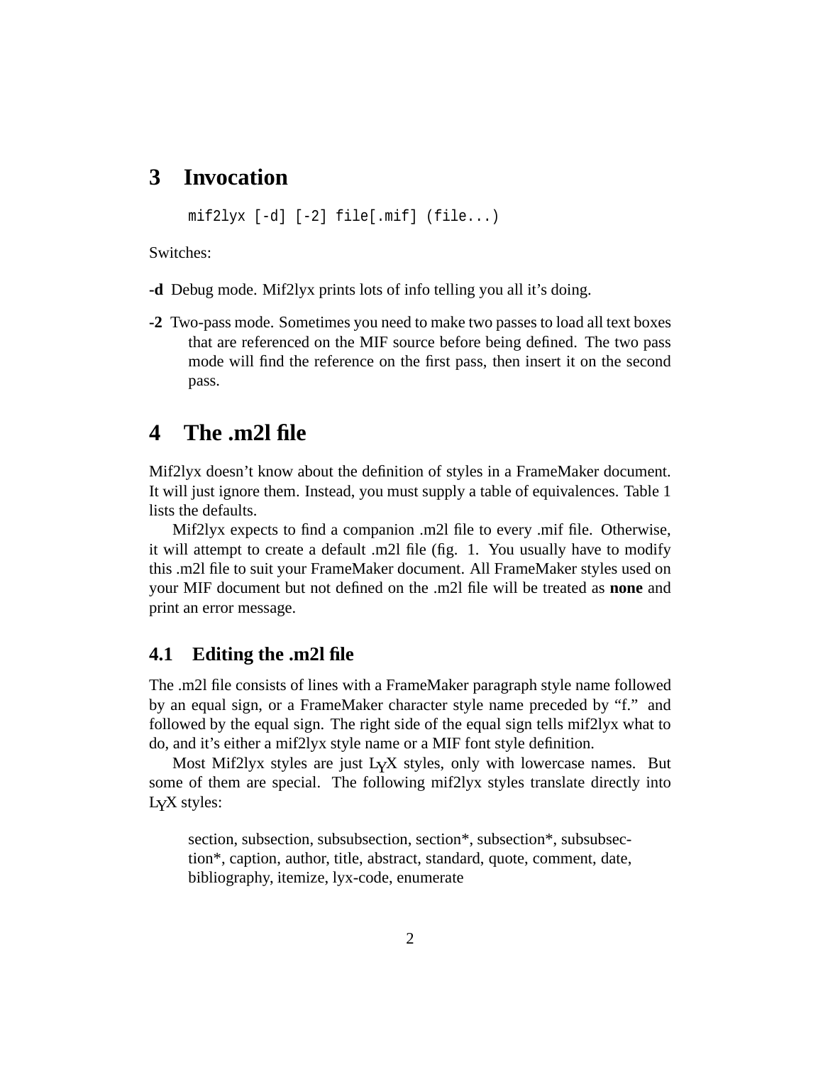# 3 Invocation

```
mif2lyx [-d] [-2] file[.mif] (file...)
```

Switches:

**-d** Debug mode. Mif2lyx prints lots of info telling you all it's doing.

**-2** Two-pass mode. Sometimes you need to make two passes to load all text boxes that are referenced on the MIF source before being defined. The two pass mode will find the reference on the first pass, then insert it on the second pass.

# 4 The .m2l file

Mif2lyx doesn't know about the definition of styles in a FrameMaker document. It will just ignore them. Instead, you must supply a table of equivalences. Table 1 lists the defaults.

Mif2lyx expects to find a companion .m2l file to every .mif file. Otherwise, it will attempt to create a default .m2l file (fig. 1. You usually have to modify this .m2l file to suit your FrameMaker document. All FrameMaker styles used on your MIF document but not defined on the .m2l file will be treated as **none** and print an error message.

## 4.1 Editing the .m2l file

The .m2l file consists of lines with a FrameMaker paragraph style name followed by an equal sign, or a FrameMaker character style name preceded by "f." and followed by the equal sign. The right side of the equal sign tells mif2lyx what to do, and it's either a mif2lyx style name or a MIF font style definition.

Most Mif2lyx styles are just LyX styles, only with lowercase names. But some of them are special. The following mif2lyx styles translate directly into LyX styles:

> section, subsection, subsubsection, section*, subsection*, subsubsection*, caption, author, title, abstract, standard, quote, comment, date, bibliography, itemize, lyx-code, enumerate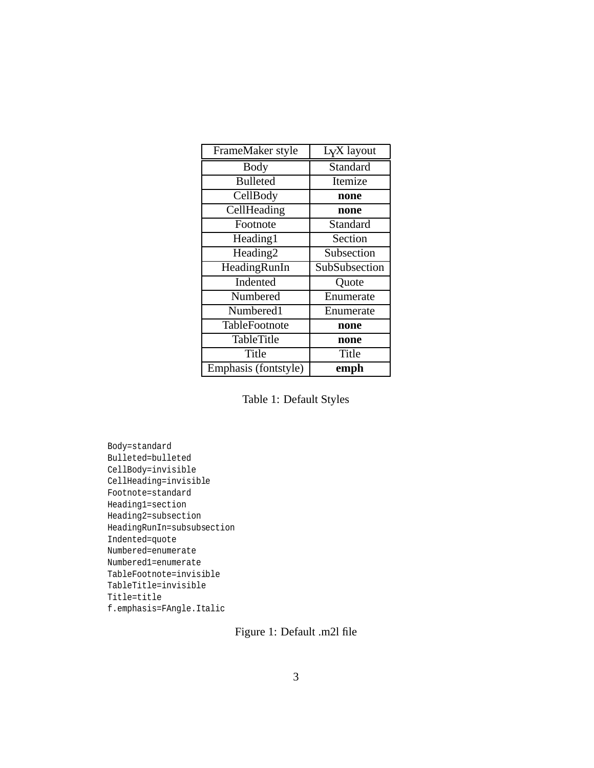| FrameMaker style | LyX layout |
|---|---|
| Body | Standard |
| Bulleted | Itemize |
| CellBody | **none** |
| CellHeading | **none** |
| Footnote | Standard |
| Heading1 | Section |
| Heading2 | Subsection |
| HeadingRunIn | SubSubsection |
| Indented | Quote |
| Numbered | Enumerate |
| Numbered1 | Enumerate |
| TableFootnote | **none** |
| TableTitle | **none** |
| Title | Title |
| Emphasis (fontstyle) | **emph** |

Table 1: Default Styles

```
Body=standard
Bulleted=bulleted
CellBody=invisible
CellHeading=invisible
Footnote=standard
Heading1=section
Heading2=subsection
HeadingRunIn=subsubsection
Indented=quote
Numbered=enumerate
Numbered1=enumerate
TableFootnote=invisible
TableTitle=invisible
Title=title
f.emphasis=FAngle.Italic
```

Figure 1: Default .m2l file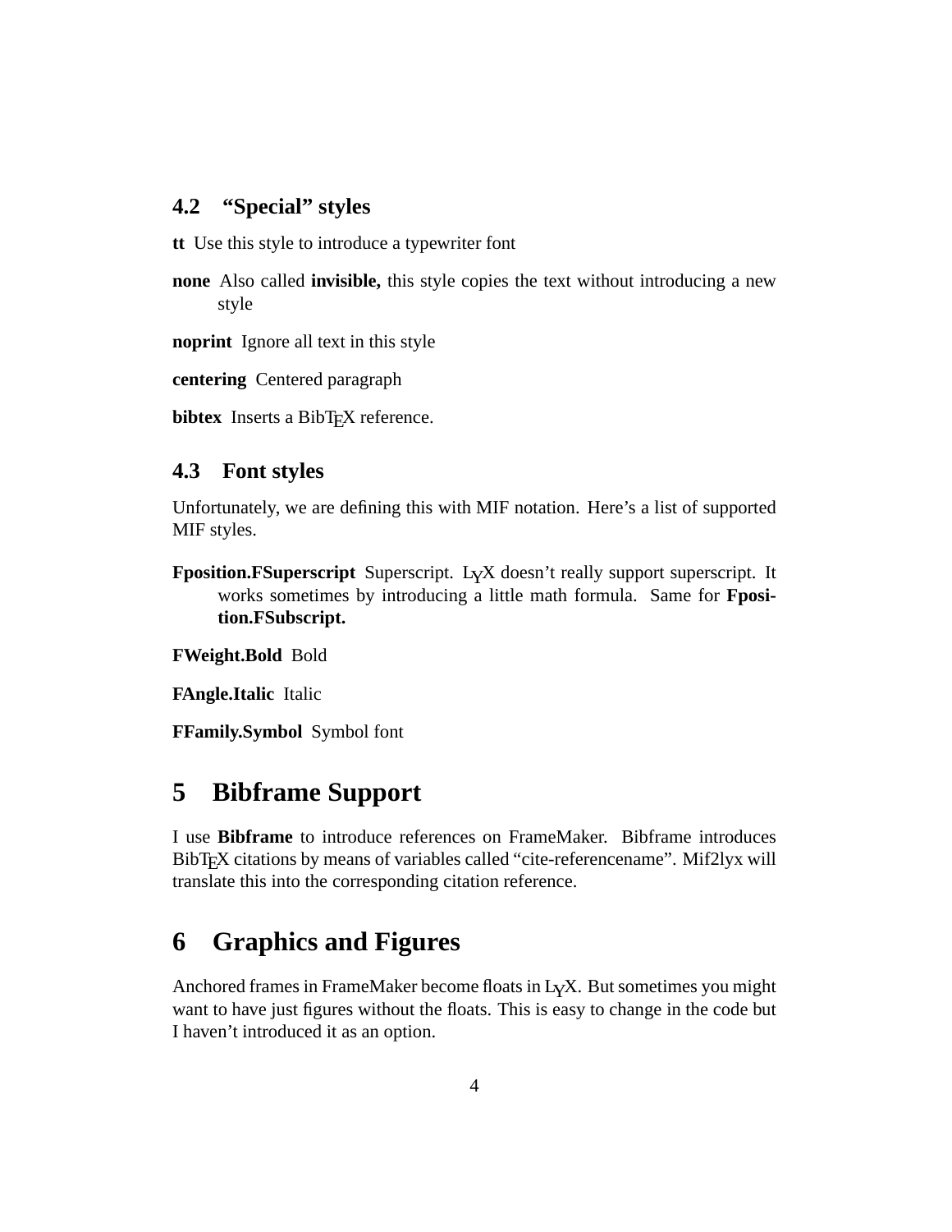### 4.2 "Special" styles

**tt** Use this style to introduce a typewriter font

**none** Also called **invisible,** this style copies the text without introducing a new style

**noprint** Ignore all text in this style

**centering** Centered paragraph

**bibtex** Inserts a BibTEX reference.

### 4.3 Font styles

Unfortunately, we are defining this with MIF notation. Here's a list of supported MIF styles.

**Fposition.FSuperscript** Superscript. LYX doesn't really support superscript. It works sometimes by introducing a little math formula. Same for **Fposition.FSubscript.**

**FWeight.Bold** Bold

**FAngle.Italic** Italic

**FFamily.Symbol** Symbol font

## 5 Bibframe Support

I use **Bibframe** to introduce references on FrameMaker. Bibframe introduces BibTEX citations by means of variables called "cite-referencename". Mif2lyx will translate this into the corresponding citation reference.

## 6 Graphics and Figures

Anchored frames in FrameMaker become floats in LYX. But sometimes you might want to have just figures without the floats. This is easy to change in the code but I haven't introduced it as an option.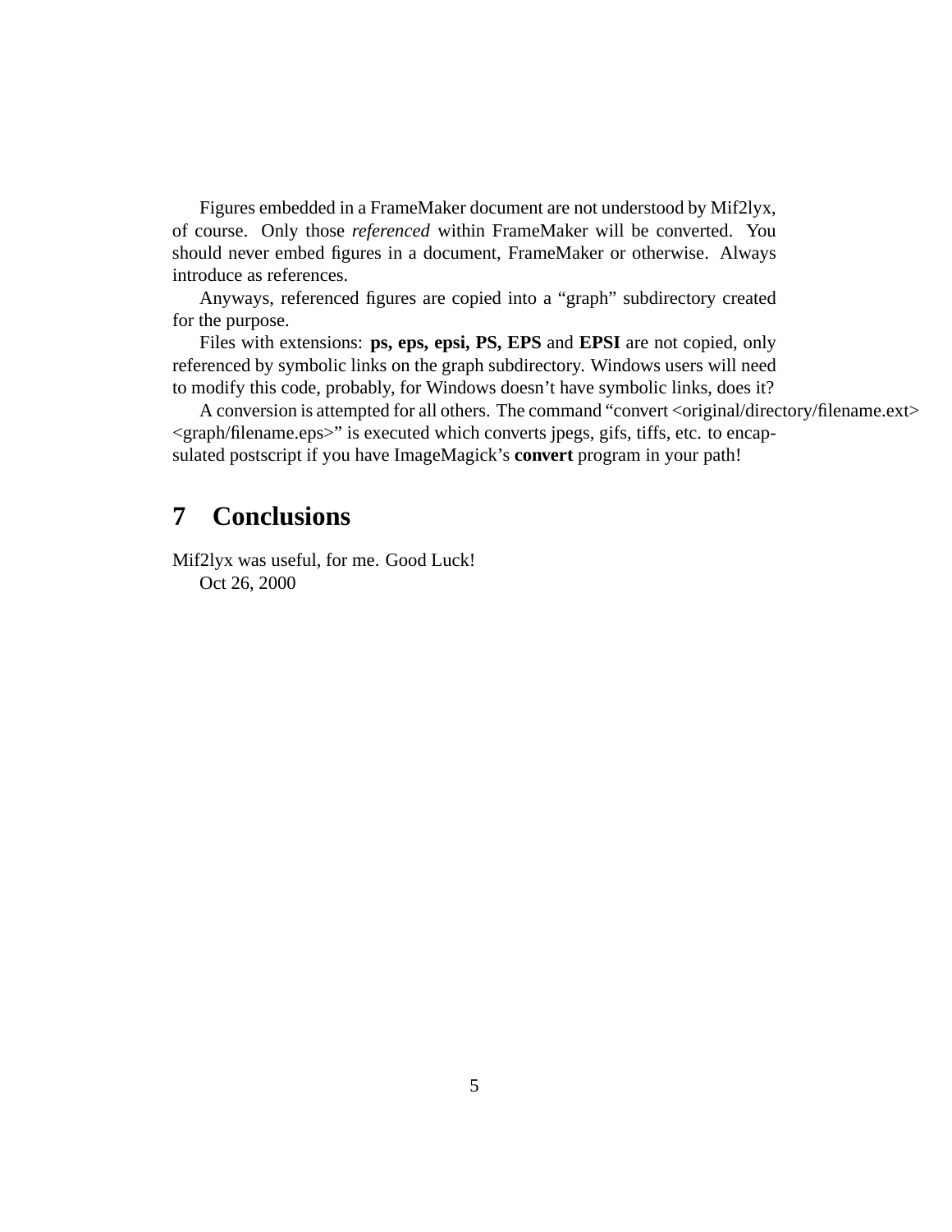Figures embedded in a FrameMaker document are not understood by Mif2lyx, of course. Only those *referenced* within FrameMaker will be converted. You should never embed figures in a document, FrameMaker or otherwise. Always introduce as references.

Anyways, referenced figures are copied into a "graph" subdirectory created for the purpose.

Files with extensions: **ps, eps, epsi, PS, EPS** and **EPSI** are not copied, only referenced by symbolic links on the graph subdirectory. Windows users will need to modify this code, probably, for Windows doesn't have symbolic links, does it?

A conversion is attempted for all others. The command "convert <original/directory/filename.ext> <graph/filename.eps>" is executed which converts jpegs, gifs, tiffs, etc. to encapsulated postscript if you have ImageMagick's **convert** program in your path!

# 7 Conclusions

Mif2lyx was useful, for me. Good Luck!

Oct 26, 2000